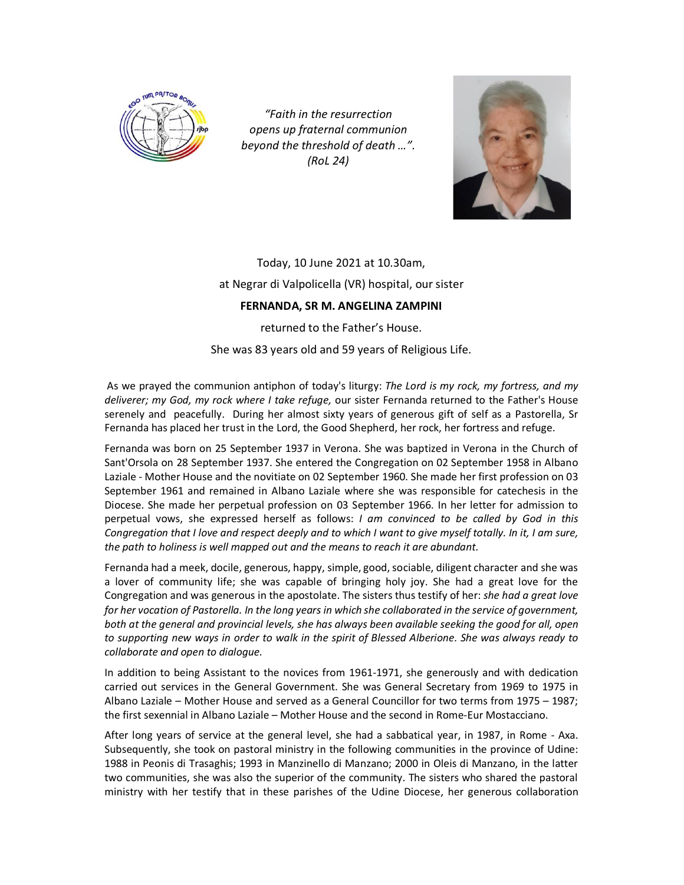*"Faith in the resurrection*
*opens up fraternal communion*
*beyond the threshold of death …".*
*(RoL 24)*

Today, 10 June 2021 at 10.30am,

at Negrar di Valpolicella (VR) hospital, our sister

**FERNANDA, SR M. ANGELINA ZAMPINI**

returned to the Father's House.

She was 83 years old and 59 years of Religious Life.

As we prayed the communion antiphon of today's liturgy: *The Lord is my rock, my fortress, and my deliverer; my God, my rock where I take refuge,* our sister Fernanda returned to the Father's House serenely and peacefully. During her almost sixty years of generous gift of self as a Pastorella, Sr Fernanda has placed her trust in the Lord, the Good Shepherd, her rock, her fortress and refuge.

Fernanda was born on 25 September 1937 in Verona. She was baptized in Verona in the Church of Sant'Orsola on 28 September 1937. She entered the Congregation on 02 September 1958 in Albano Laziale - Mother House and the novitiate on 02 September 1960. She made her first profession on 03 September 1961 and remained in Albano Laziale where she was responsible for catechesis in the Diocese. She made her perpetual profession on 03 September 1966. In her letter for admission to perpetual vows, she expressed herself as follows: *I am convinced to be called by God in this Congregation that I love and respect deeply and to which I want to give myself totally. In it, I am sure, the path to holiness is well mapped out and the means to reach it are abundant.*

Fernanda had a meek, docile, generous, happy, simple, good, sociable, diligent character and she was a lover of community life; she was capable of bringing holy joy. She had a great love for the Congregation and was generous in the apostolate. The sisters thus testify of her: *she had a great love for her vocation of Pastorella. In the long years in which she collaborated in the service of government, both at the general and provincial levels, she has always been available seeking the good for all, open to supporting new ways in order to walk in the spirit of Blessed Alberione. She was always ready to collaborate and open to dialogue.*

In addition to being Assistant to the novices from 1961-1971, she generously and with dedication carried out services in the General Government. She was General Secretary from 1969 to 1975 in Albano Laziale – Mother House and served as a General Councillor for two terms from 1975 – 1987; the first sexennial in Albano Laziale – Mother House and the second in Rome-Eur Mostacciano.

After long years of service at the general level, she had a sabbatical year, in 1987, in Rome - Axa. Subsequently, she took on pastoral ministry in the following communities in the province of Udine: 1988 in Peonis di Trasaghis; 1993 in Manzinello di Manzano; 2000 in Oleis di Manzano, in the latter two communities, she was also the superior of the community. The sisters who shared the pastoral ministry with her testify that in these parishes of the Udine Diocese, her generous collaboration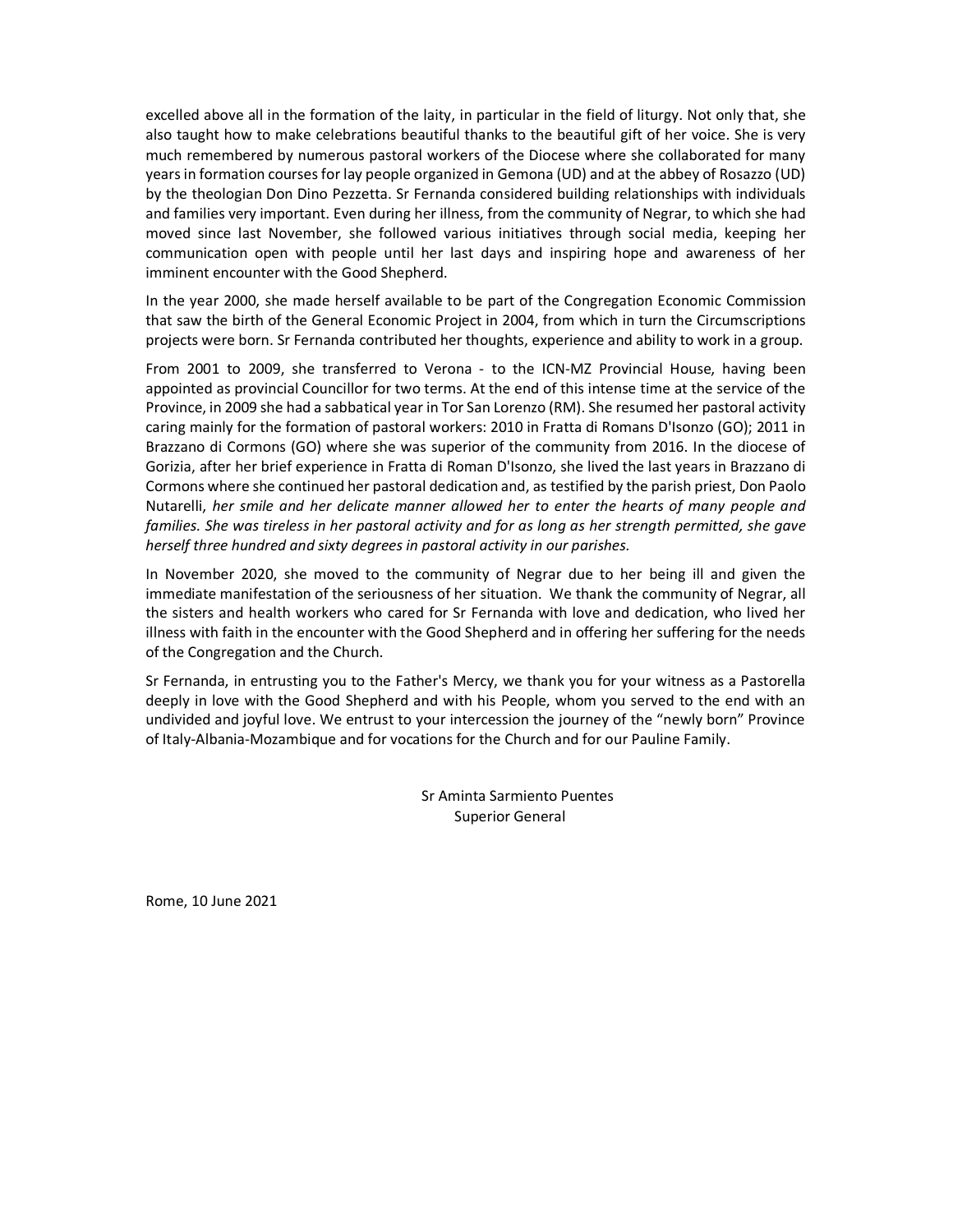excelled above all in the formation of the laity, in particular in the field of liturgy. Not only that, she also taught how to make celebrations beautiful thanks to the beautiful gift of her voice. She is very much remembered by numerous pastoral workers of the Diocese where she collaborated for many years in formation courses for lay people organized in Gemona (UD) and at the abbey of Rosazzo (UD) by the theologian Don Dino Pezzetta. Sr Fernanda considered building relationships with individuals and families very important. Even during her illness, from the community of Negrar, to which she had moved since last November, she followed various initiatives through social media, keeping her communication open with people until her last days and inspiring hope and awareness of her imminent encounter with the Good Shepherd.

In the year 2000, she made herself available to be part of the Congregation Economic Commission that saw the birth of the General Economic Project in 2004, from which in turn the Circumscriptions projects were born. Sr Fernanda contributed her thoughts, experience and ability to work in a group.

From 2001 to 2009, she transferred to Verona - to the ICN-MZ Provincial House, having been appointed as provincial Councillor for two terms. At the end of this intense time at the service of the Province, in 2009 she had a sabbatical year in Tor San Lorenzo (RM). She resumed her pastoral activity caring mainly for the formation of pastoral workers: 2010 in Fratta di Romans D'Isonzo (GO); 2011 in Brazzano di Cormons (GO) where she was superior of the community from 2016. In the diocese of Gorizia, after her brief experience in Fratta di Roman D'Isonzo, she lived the last years in Brazzano di Cormons where she continued her pastoral dedication and, as testified by the parish priest, Don Paolo Nutarelli, *her smile and her delicate manner allowed her to enter the hearts of many people and families. She was tireless in her pastoral activity and for as long as her strength permitted, she gave herself three hundred and sixty degrees in pastoral activity in our parishes.*

In November 2020, she moved to the community of Negrar due to her being ill and given the immediate manifestation of the seriousness of her situation. We thank the community of Negrar, all the sisters and health workers who cared for Sr Fernanda with love and dedication, who lived her illness with faith in the encounter with the Good Shepherd and in offering her suffering for the needs of the Congregation and the Church.

Sr Fernanda, in entrusting you to the Father's Mercy, we thank you for your witness as a Pastorella deeply in love with the Good Shepherd and with his People, whom you served to the end with an undivided and joyful love. We entrust to your intercession the journey of the "newly born" Province of Italy-Albania-Mozambique and for vocations for the Church and for our Pauline Family.

Sr Aminta Sarmiento Puentes
Superior General

Rome, 10 June 2021